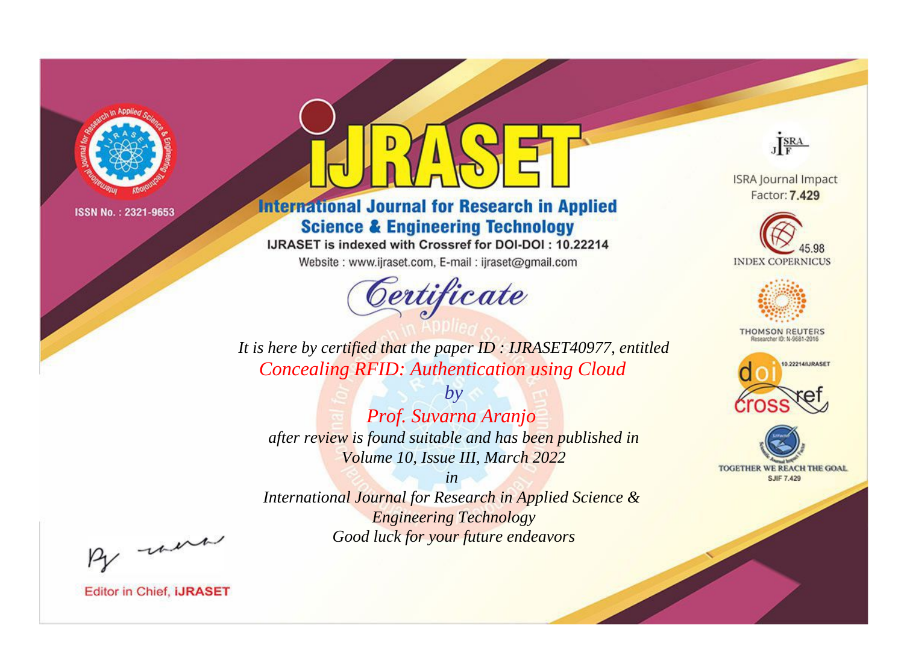ISSN No. : 2321-9653

# IJRASET

## International Journal for Research in Applied Science & Engineering Technology

IJRASET is indexed with Crossref for DOI-DOI : 10.22214

Website : www.ijraset.com, E-mail : ijraset@gmail.com

ISRA Journal Impact Factor: **7.429**

45.98 INDEX COPERNICUS

THOMSON REUTERS Researcher ID: N-9681-2016

10.22214/IJRASET

TOGETHER WE REACH THE GOAL SJIF 7.429

## Certificate

*It is here by certified that the paper ID : IJRASET40977, entitled*

*Concealing RFID: Authentication using Cloud*

*by*

*Prof. Suvarna Aranjo*

*after review is found suitable and has been published in*

*Volume 10, Issue III, March 2022*

*in*

*International Journal for Research in Applied Science & Engineering Technology*

*Good luck for your future endeavors*

Editor in Chief, **iJRASET**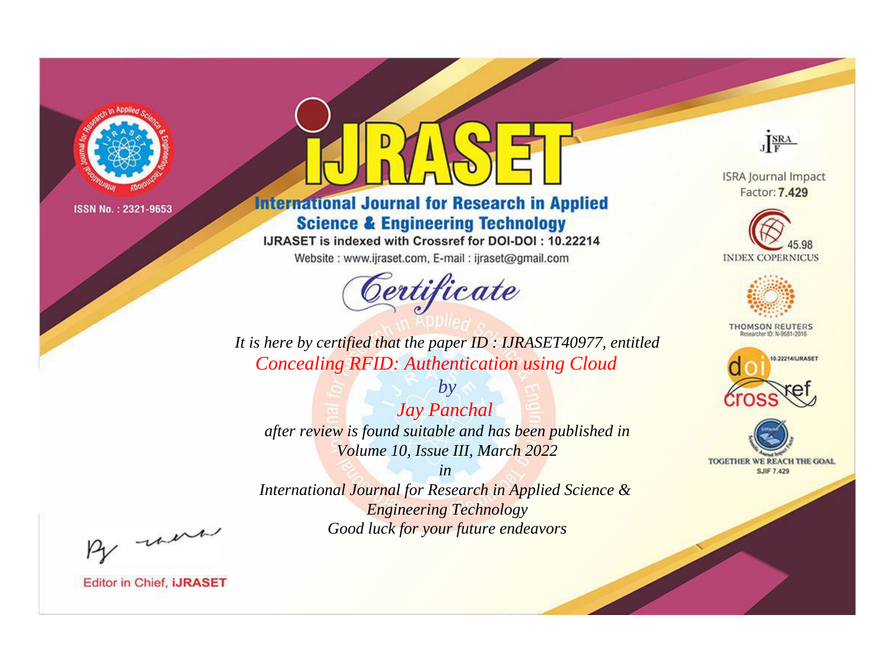ISSN No. : 2321-9653

# iJRASET

## International Journal for Research in Applied Science & Engineering Technology

IJRASET is indexed with Crossref for DOI-DOI : 10.22214

Website : www.ijraset.com, E-mail : ijraset@gmail.com

## Certificate

*It is here by certified that the paper ID : IJRASET40977, entitled*

*Concealing RFID: Authentication using Cloud*

*by*

*Jay Panchal*

*after review is found suitable and has been published in*

*Volume 10, Issue III, March 2022*

*in*

*International Journal for Research in Applied Science & Engineering Technology*

*Good luck for your future endeavors*

ISRA Journal Impact Factor: **7.429**

45.98 INDEX COPERNICUS

THOMSON REUTERS Researcher ID: N-9681-2016

10.22214/IJRASET

TOGETHER WE REACH THE GOAL SJIF 7.429

Editor in Chief, **iJRASET**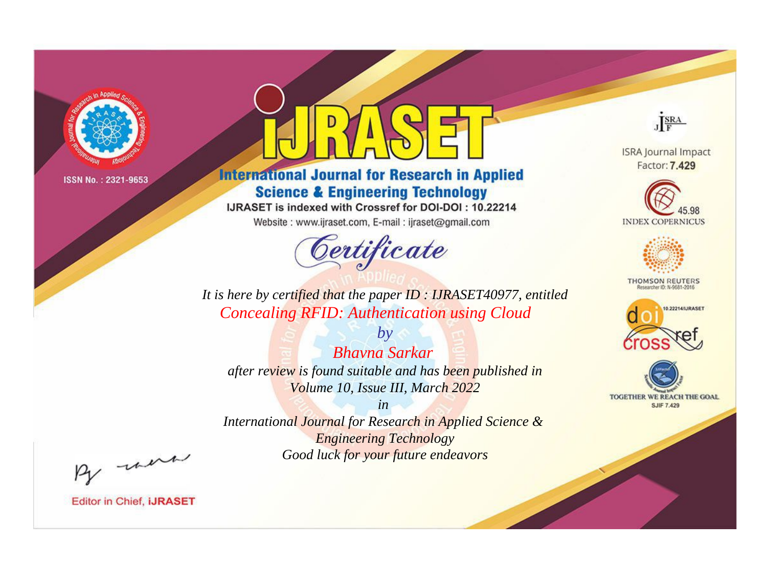ISSN No. : 2321-9653

# International Journal for Research in Applied Science & Engineering Technology

IJRASET is indexed with Crossref for DOI-DOI : 10.22214

Website : www.ijraset.com, E-mail : ijraset@gmail.com

## Certificate

*It is here by certified that the paper ID : IJRASET40977, entitled*

*Concealing RFID: Authentication using Cloud*

*by*

*Bhavna Sarkar*

*after review is found suitable and has been published in*

*Volume 10, Issue III, March 2022*

*in*

*International Journal for Research in Applied Science & Engineering Technology*

*Good luck for your future endeavors*

ISRA Journal Impact Factor: **7.429**

45.98 INDEX COPERNICUS

THOMSON REUTERS Researcher ID: N-9681-2016

10.22214/IJRASET

TOGETHER WE REACH THE GOAL SJIF 7.429

Editor in Chief, **iJRASET**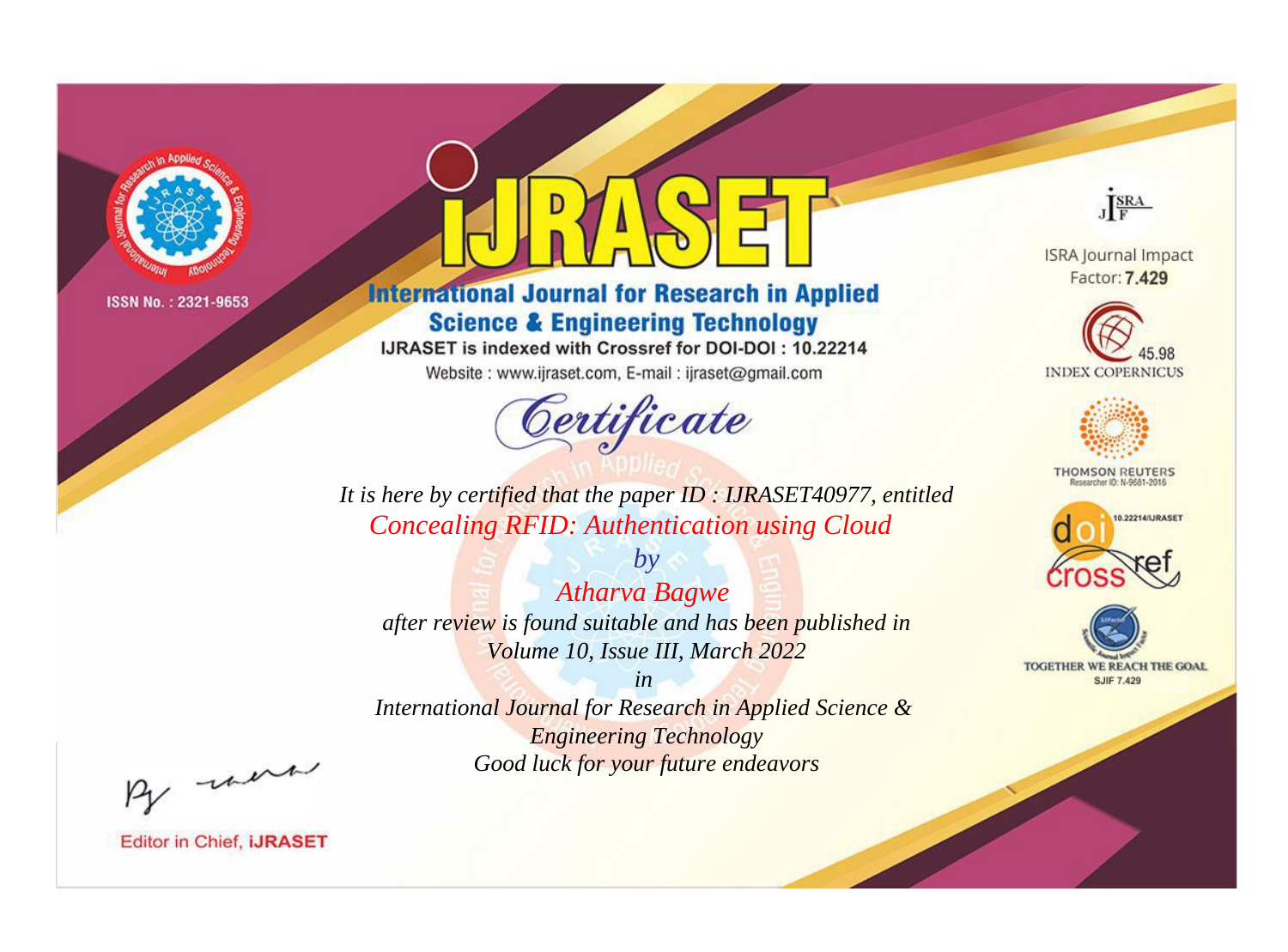ISSN No. : 2321-9653

# IJRASET

## International Journal for Research in Applied Science & Engineering Technology

IJRASET is indexed with Crossref for DOI-DOI : 10.22214

Website : www.ijraset.com, E-mail : ijraset@gmail.com

*Certificate*

*It is here by certified that the paper ID : IJRASET40977, entitled*

*Concealing RFID: Authentication using Cloud*

*by*

*Atharva Bagwe*

*after review is found suitable and has been published in*

*Volume 10, Issue III, March 2022*

*in*

*International Journal for Research in Applied Science & Engineering Technology*

*Good luck for your future endeavors*

ISRA Journal Impact Factor: **7.429**

45.98 INDEX COPERNICUS

THOMSON REUTERS Researcher ID: N-9681-2016

10.22214/IJRASET

TOGETHER WE REACH THE GOAL SJIF 7.429

Editor in Chief, **iJRASET**